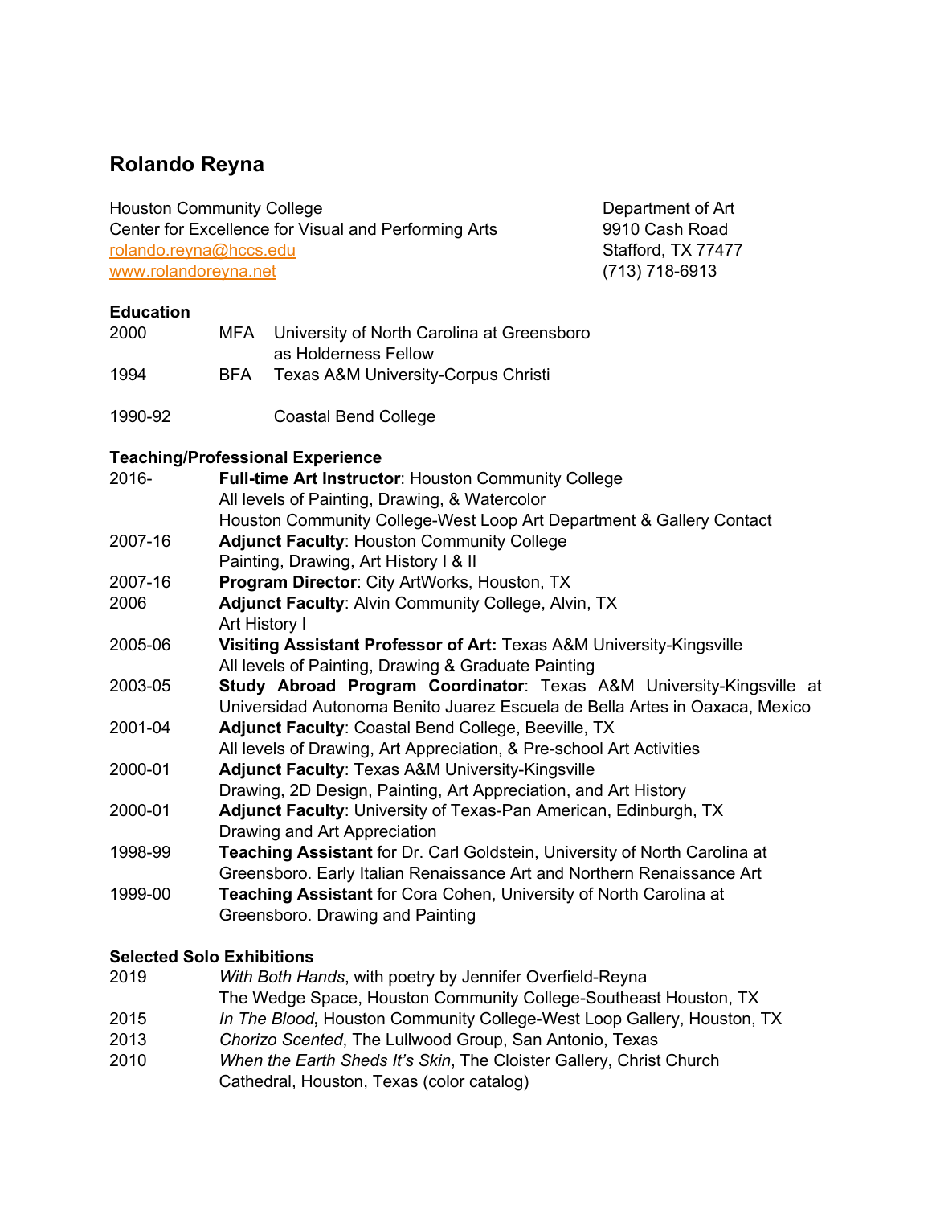# Rolando Reyna

Houston Community College
Center for Excellence for Visual and Performing Arts
rolando.reyna@hccs.edu
www.rolandoreyna.net

Department of Art
9910 Cash Road
Stafford, TX 77477
(713) 718-6913

## Education

| | | |
|---|---|---|
| 2000 | MFA | University of North Carolina at Greensboro as Holderness Fellow |
| 1994 | BFA | Texas A&M University-Corpus Christi |
| 1990-92 | | Coastal Bend College |

## Teaching/Professional Experience

2016- **Full-time Art Instructor**: Houston Community College
All levels of Painting, Drawing, & Watercolor
Houston Community College-West Loop Art Department & Gallery Contact

2007-16 **Adjunct Faculty**: Houston Community College
Painting, Drawing, Art History I & II

2007-16 **Program Director**: City ArtWorks, Houston, TX

2006 **Adjunct Faculty**: Alvin Community College, Alvin, TX
Art History I

2005-06 **Visiting Assistant Professor of Art:** Texas A&M University-Kingsville
All levels of Painting, Drawing & Graduate Painting

2003-05 **Study Abroad Program Coordinator**: Texas A&M University-Kingsville at Universidad Autonoma Benito Juarez Escuela de Bella Artes in Oaxaca, Mexico

2001-04 **Adjunct Faculty**: Coastal Bend College, Beeville, TX
All levels of Drawing, Art Appreciation, & Pre-school Art Activities

2000-01 **Adjunct Faculty**: Texas A&M University-Kingsville
Drawing, 2D Design, Painting, Art Appreciation, and Art History

2000-01 **Adjunct Faculty**: University of Texas-Pan American, Edinburgh, TX
Drawing and Art Appreciation

1998-99 **Teaching Assistant** for Dr. Carl Goldstein, University of North Carolina at Greensboro. Early Italian Renaissance Art and Northern Renaissance Art

1999-00 **Teaching Assistant** for Cora Cohen, University of North Carolina at Greensboro. Drawing and Painting

## Selected Solo Exhibitions

2019 *With Both Hands*, with poetry by Jennifer Overfield-Reyna
The Wedge Space, Houston Community College-Southeast Houston, TX

2015 *In The Blood***,** Houston Community College-West Loop Gallery, Houston, TX

2013 *Chorizo Scented*, The Lullwood Group, San Antonio, Texas

2010 *When the Earth Sheds It's Skin*, The Cloister Gallery, Christ Church Cathedral, Houston, Texas (color catalog)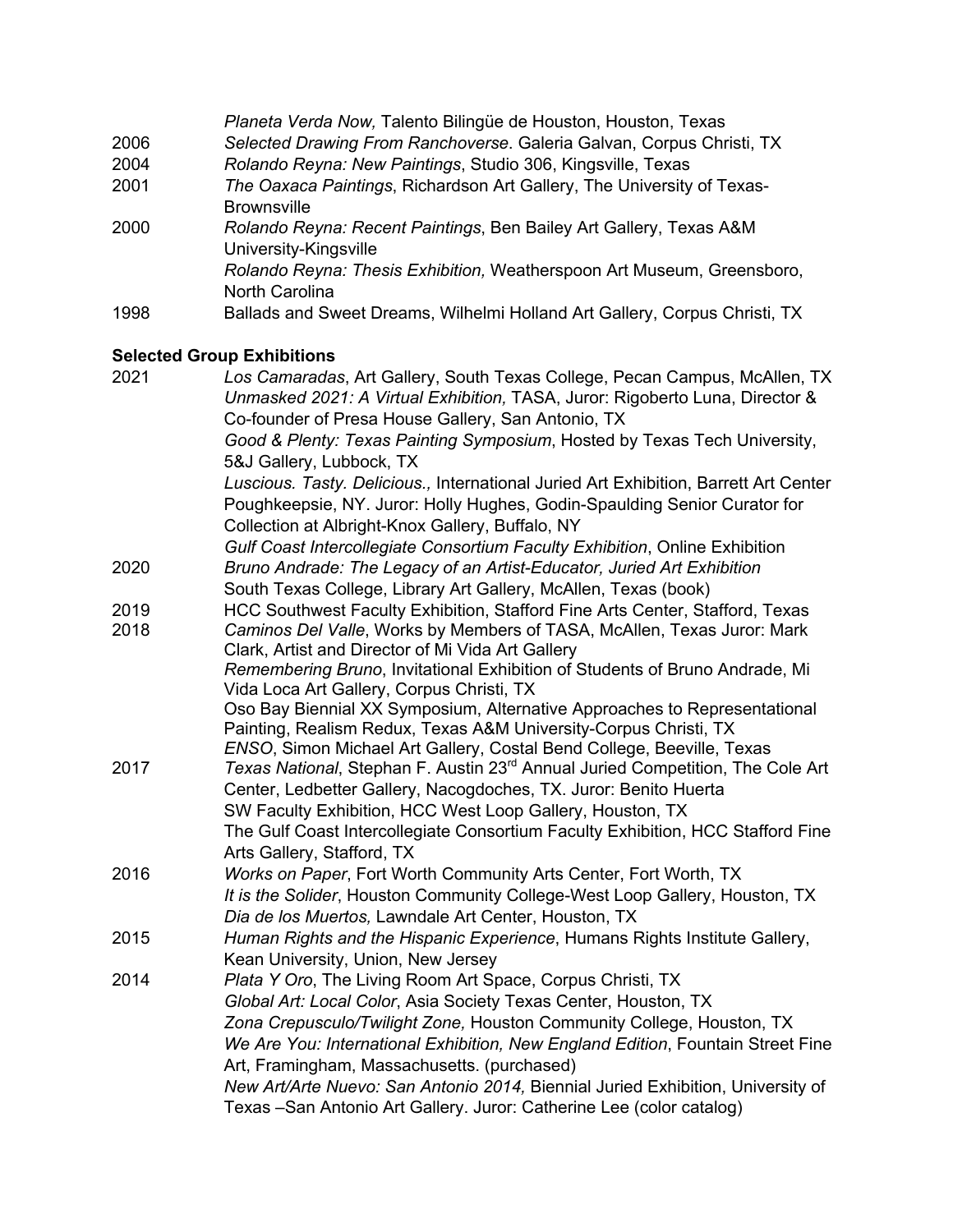*Planeta Verda Now,* Talento Bilingüe de Houston, Houston, Texas

2006 *Selected Drawing From Ranchoverse*. Galeria Galvan, Corpus Christi, TX

2004 *Rolando Reyna: New Paintings*, Studio 306, Kingsville, Texas

2001 *The Oaxaca Paintings*, Richardson Art Gallery, The University of Texas-Brownsville

2000 *Rolando Reyna: Recent Paintings*, Ben Bailey Art Gallery, Texas A&M University-Kingsville

*Rolando Reyna: Thesis Exhibition,* Weatherspoon Art Museum, Greensboro, North Carolina

1998 Ballads and Sweet Dreams, Wilhelmi Holland Art Gallery, Corpus Christi, TX

**Selected Group Exhibitions**

2021 *Los Camaradas*, Art Gallery, South Texas College, Pecan Campus, McAllen, TX

*Unmasked 2021: A Virtual Exhibition,* TASA, Juror: Rigoberto Luna, Director & Co-founder of Presa House Gallery, San Antonio, TX

*Good & Plenty: Texas Painting Symposium*, Hosted by Texas Tech University, 5&J Gallery, Lubbock, TX

*Luscious. Tasty. Delicious.,* International Juried Art Exhibition, Barrett Art Center Poughkeepsie, NY. Juror: Holly Hughes, Godin-Spaulding Senior Curator for Collection at Albright-Knox Gallery, Buffalo, NY

*Gulf Coast Intercollegiate Consortium Faculty Exhibition*, Online Exhibition

2020 *Bruno Andrade: The Legacy of an Artist-Educator, Juried Art Exhibition* South Texas College, Library Art Gallery, McAllen, Texas (book)

2019 HCC Southwest Faculty Exhibition, Stafford Fine Arts Center, Stafford, Texas

2018 *Caminos Del Valle*, Works by Members of TASA, McAllen, Texas Juror: Mark Clark, Artist and Director of Mi Vida Art Gallery

*Remembering Bruno*, Invitational Exhibition of Students of Bruno Andrade, Mi Vida Loca Art Gallery, Corpus Christi, TX

Oso Bay Biennial XX Symposium, Alternative Approaches to Representational Painting, Realism Redux, Texas A&M University-Corpus Christi, TX

*ENSO*, Simon Michael Art Gallery, Costal Bend College, Beeville, Texas

2017 *Texas National*, Stephan F. Austin 23rd Annual Juried Competition, The Cole Art Center, Ledbetter Gallery, Nacogdoches, TX. Juror: Benito Huerta

SW Faculty Exhibition, HCC West Loop Gallery, Houston, TX

The Gulf Coast Intercollegiate Consortium Faculty Exhibition, HCC Stafford Fine Arts Gallery, Stafford, TX

2016 *Works on Paper*, Fort Worth Community Arts Center, Fort Worth, TX

*It is the Solider*, Houston Community College-West Loop Gallery, Houston, TX

*Dia de los Muertos,* Lawndale Art Center, Houston, TX

2015 *Human Rights and the Hispanic Experience*, Humans Rights Institute Gallery, Kean University, Union, New Jersey

2014 *Plata Y Oro*, The Living Room Art Space, Corpus Christi, TX

*Global Art: Local Color*, Asia Society Texas Center, Houston, TX

*Zona Crepusculo/Twilight Zone,* Houston Community College, Houston, TX

*We Are You: International Exhibition, New England Edition*, Fountain Street Fine Art, Framingham, Massachusetts. (purchased)

*New Art/Arte Nuevo: San Antonio 2014,* Biennial Juried Exhibition, University of Texas –San Antonio Art Gallery. Juror: Catherine Lee (color catalog)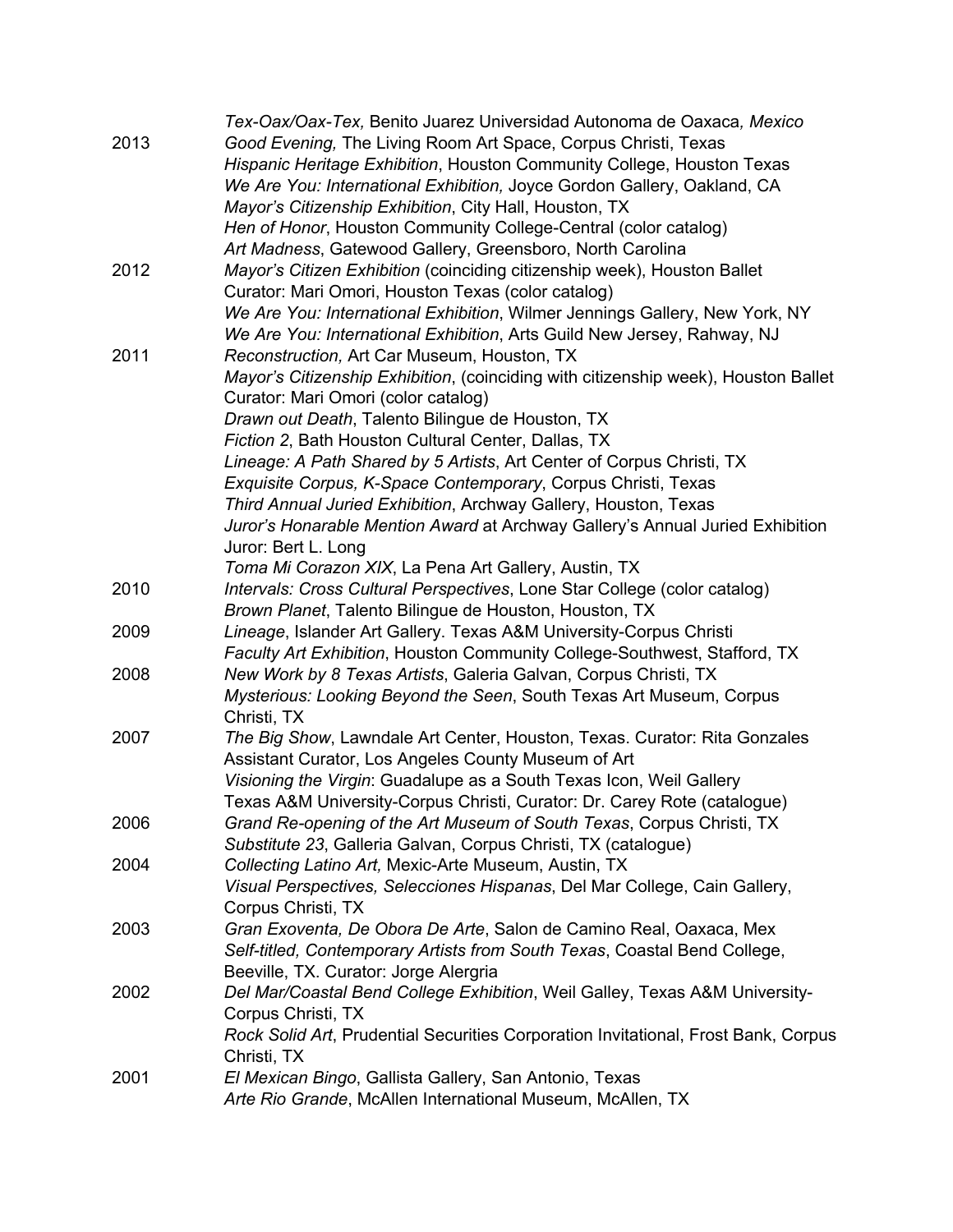|  |  |
| --- | --- |
|  | *Tex-Oax/Oax-Tex,* Benito Juarez Universidad Autonoma de Oaxaca*, Mexico* |
| 2013 | *Good Evening,* The Living Room Art Space, Corpus Christi, Texas |
|  | *Hispanic Heritage Exhibition*, Houston Community College, Houston Texas |
|  | *We Are You: International Exhibition,* Joyce Gordon Gallery, Oakland, CA |
|  | *Mayor's Citizenship Exhibition*, City Hall, Houston, TX |
|  | *Hen of Honor*, Houston Community College-Central (color catalog) |
|  | *Art Madness*, Gatewood Gallery, Greensboro, North Carolina |
| 2012 | *Mayor's Citizen Exhibition* (coinciding citizenship week), Houston Ballet Curator: Mari Omori, Houston Texas (color catalog) |
|  | *We Are You: International Exhibition*, Wilmer Jennings Gallery, New York, NY |
|  | *We Are You: International Exhibition*, Arts Guild New Jersey, Rahway, NJ |
| 2011 | *Reconstruction,* Art Car Museum, Houston, TX |
|  | *Mayor's Citizenship Exhibition*, (coinciding with citizenship week), Houston Ballet Curator: Mari Omori (color catalog) |
|  | *Drawn out Death*, Talento Bilingue de Houston, TX |
|  | *Fiction 2*, Bath Houston Cultural Center, Dallas, TX |
|  | *Lineage: A Path Shared by 5 Artists*, Art Center of Corpus Christi, TX |
|  | *Exquisite Corpus, K-Space Contemporary*, Corpus Christi, Texas |
|  | *Third Annual Juried Exhibition*, Archway Gallery, Houston, Texas |
|  | *Juror's Honarable Mention Award* at Archway Gallery's Annual Juried Exhibition Juror: Bert L. Long |
|  | *Toma Mi Corazon XIX*, La Pena Art Gallery, Austin, TX |
| 2010 | *Intervals: Cross Cultural Perspectives*, Lone Star College (color catalog) |
|  | *Brown Planet*, Talento Bilingue de Houston, Houston, TX |
| 2009 | *Lineage*, Islander Art Gallery. Texas A&M University-Corpus Christi |
|  | *Faculty Art Exhibition*, Houston Community College-Southwest, Stafford, TX |
| 2008 | *New Work by 8 Texas Artists*, Galeria Galvan, Corpus Christi, TX |
|  | *Mysterious: Looking Beyond the Seen*, South Texas Art Museum, Corpus Christi, TX |
| 2007 | *The Big Show*, Lawndale Art Center, Houston, Texas. Curator: Rita Gonzales Assistant Curator, Los Angeles County Museum of Art |
|  | *Visioning the Virgin*: Guadalupe as a South Texas Icon, Weil Gallery Texas A&M University-Corpus Christi, Curator: Dr. Carey Rote (catalogue) |
| 2006 | *Grand Re-opening of the Art Museum of South Texas*, Corpus Christi, TX |
|  | *Substitute 23*, Galleria Galvan, Corpus Christi, TX (catalogue) |
| 2004 | *Collecting Latino Art,* Mexic-Arte Museum, Austin, TX |
|  | *Visual Perspectives, Selecciones Hispanas*, Del Mar College, Cain Gallery, Corpus Christi, TX |
| 2003 | *Gran Exoventa, De Obora De Arte*, Salon de Camino Real, Oaxaca, Mex |
|  | *Self-titled, Contemporary Artists from South Texas*, Coastal Bend College, Beeville, TX. Curator: Jorge Alergria |
| 2002 | *Del Mar/Coastal Bend College Exhibition*, Weil Galley, Texas A&M University-Corpus Christi, TX |
|  | *Rock Solid Art*, Prudential Securities Corporation Invitational, Frost Bank, Corpus Christi, TX |
| 2001 | *El Mexican Bingo*, Gallista Gallery, San Antonio, Texas |
|  | *Arte Rio Grande*, McAllen International Museum, McAllen, TX |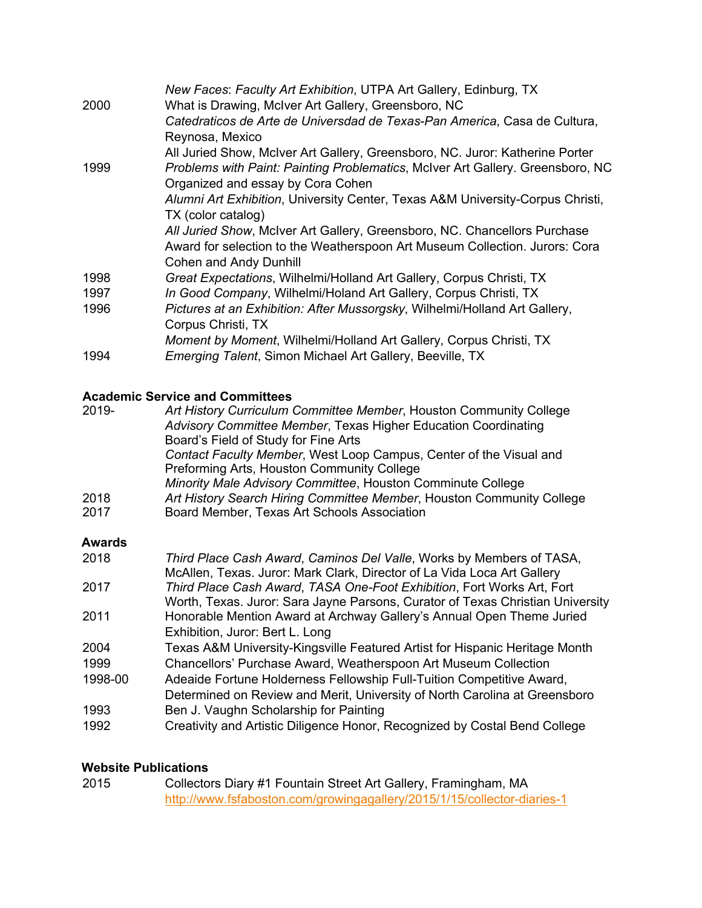| | |
|---|---|
| | *New Faces*: *Faculty Art Exhibition*, UTPA Art Gallery, Edinburg, TX |
| 2000 | What is Drawing, McIver Art Gallery, Greensboro, NC |
| | *Catedraticos de Arte de Universdad de Texas-Pan America*, Casa de Cultura, Reynosa, Mexico |
| | All Juried Show, McIver Art Gallery, Greensboro, NC. Juror: Katherine Porter |
| 1999 | *Problems with Paint: Painting Problematics*, McIver Art Gallery. Greensboro, NC Organized and essay by Cora Cohen |
| | *Alumni Art Exhibition*, University Center, Texas A&M University-Corpus Christi, TX (color catalog) |
| | *All Juried Show*, McIver Art Gallery, Greensboro, NC. Chancellors Purchase Award for selection to the Weatherspoon Art Museum Collection. Jurors: Cora Cohen and Andy Dunhill |
| 1998 | *Great Expectations*, Wilhelmi/Holland Art Gallery, Corpus Christi, TX |
| 1997 | *In Good Company*, Wilhelmi/Holand Art Gallery, Corpus Christi, TX |
| 1996 | *Pictures at an Exhibition: After Mussorgsky*, Wilhelmi/Holland Art Gallery, Corpus Christi, TX |
| | *Moment by Moment*, Wilhelmi/Holland Art Gallery, Corpus Christi, TX |
| 1994 | *Emerging Talent*, Simon Michael Art Gallery, Beeville, TX |

**Academic Service and Committees**

| | |
|---|---|
| 2019- | *Art History Curriculum Committee Member*, Houston Community College |
| | *Advisory Committee Member*, Texas Higher Education Coordinating Board's Field of Study for Fine Arts |
| | *Contact Faculty Member*, West Loop Campus, Center of the Visual and Preforming Arts, Houston Community College |
| | *Minority Male Advisory Committee*, Houston Comminute College |
| 2018 | *Art History Search Hiring Committee Member*, Houston Community College |
| 2017 | Board Member, Texas Art Schools Association |

**Awards**

| | |
|---|---|
| 2018 | *Third Place Cash Award*, *Caminos Del Valle*, Works by Members of TASA, McAllen, Texas. Juror: Mark Clark, Director of La Vida Loca Art Gallery |
| 2017 | *Third Place Cash Award*, *TASA One-Foot Exhibition*, Fort Works Art, Fort Worth, Texas. Juror: Sara Jayne Parsons, Curator of Texas Christian University |
| 2011 | Honorable Mention Award at Archway Gallery's Annual Open Theme Juried Exhibition, Juror: Bert L. Long |
| 2004 | Texas A&M University-Kingsville Featured Artist for Hispanic Heritage Month |
| 1999 | Chancellors' Purchase Award, Weatherspoon Art Museum Collection |
| 1998-00 | Adeaide Fortune Holderness Fellowship Full-Tuition Competitive Award, Determined on Review and Merit, University of North Carolina at Greensboro |
| 1993 | Ben J. Vaughn Scholarship for Painting |
| 1992 | Creativity and Artistic Diligence Honor, Recognized by Costal Bend College |

**Website Publications**

| | |
|---|---|
| 2015 | Collectors Diary #1 Fountain Street Art Gallery, Framingham, MA http://www.fsfaboston.com/growingagallery/2015/1/15/collector-diaries-1 |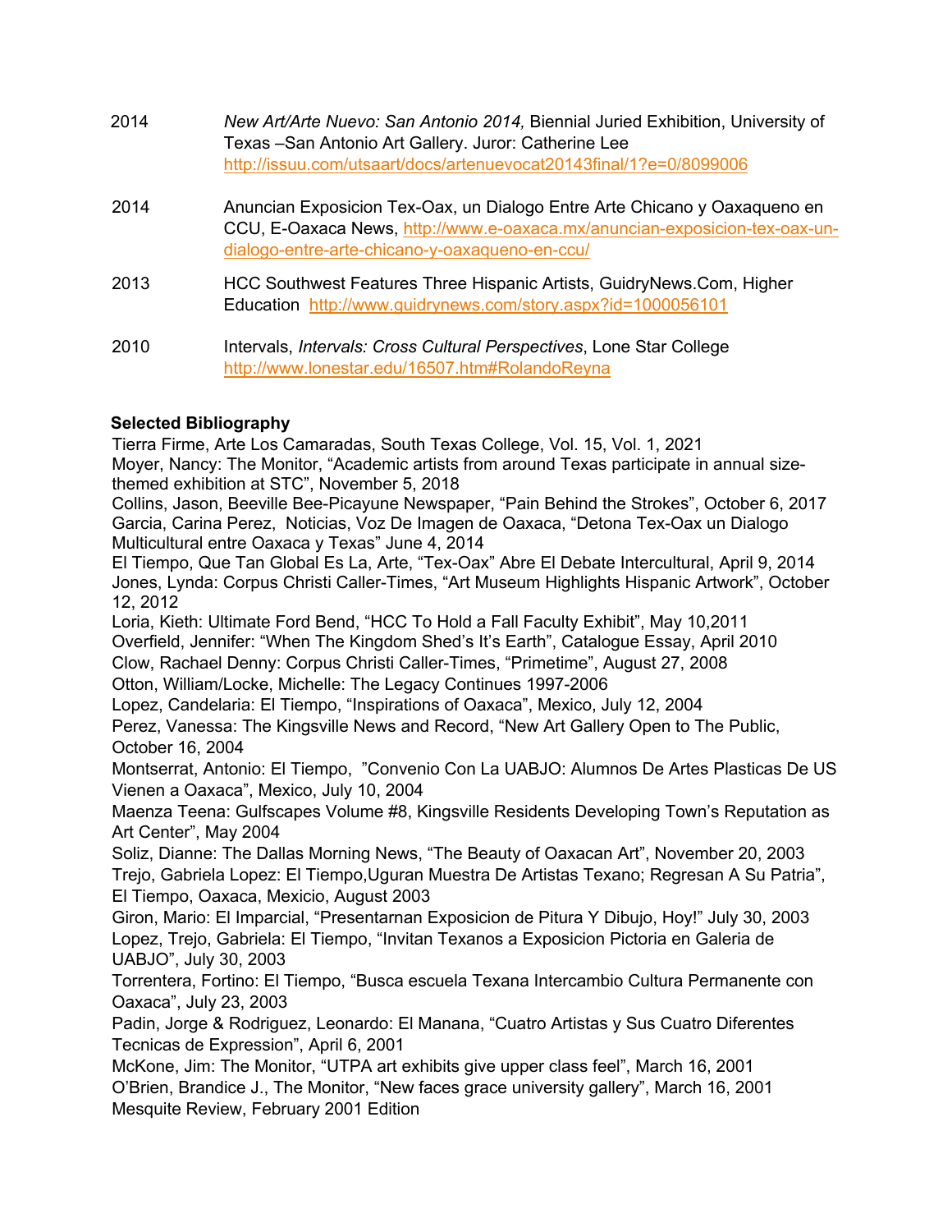| | |
|---|---|
| 2014 | *New Art/Arte Nuevo: San Antonio 2014,* Biennial Juried Exhibition, University of Texas –San Antonio Art Gallery. Juror: Catherine Lee http://issuu.com/utsaart/docs/artenuevocat20143final/1?e=0/8099006 |
| 2014 | Anuncian Exposicion Tex-Oax, un Dialogo Entre Arte Chicano y Oaxaqueno en CCU, E-Oaxaca News, http://www.e-oaxaca.mx/anuncian-exposicion-tex-oax-un-dialogo-entre-arte-chicano-y-oaxaqueno-en-ccu/ |
| 2013 | HCC Southwest Features Three Hispanic Artists, GuidryNews.Com, Higher Education http://www.guidrynews.com/story.aspx?id=1000056101 |
| 2010 | Intervals, *Intervals: Cross Cultural Perspectives*, Lone Star College http://www.lonestar.edu/16507.htm#RolandoReyna |

**Selected Bibliography**

Tierra Firme, Arte Los Camaradas, South Texas College, Vol. 15, Vol. 1, 2021

Moyer, Nancy: The Monitor, “Academic artists from around Texas participate in annual size-themed exhibition at STC”, November 5, 2018

Collins, Jason, Beeville Bee-Picayune Newspaper, “Pain Behind the Strokes”, October 6, 2017

Garcia, Carina Perez, Noticias, Voz De Imagen de Oaxaca, “Detona Tex-Oax un Dialogo Multicultural entre Oaxaca y Texas” June 4, 2014

El Tiempo, Que Tan Global Es La, Arte, “Tex-Oax” Abre El Debate Intercultural, April 9, 2014

Jones, Lynda: Corpus Christi Caller-Times, “Art Museum Highlights Hispanic Artwork”, October 12, 2012

Loria, Kieth: Ultimate Ford Bend, “HCC To Hold a Fall Faculty Exhibit”, May 10,2011

Overfield, Jennifer: “When The Kingdom Shed’s It’s Earth”, Catalogue Essay, April 2010

Clow, Rachael Denny: Corpus Christi Caller-Times, “Primetime”, August 27, 2008

Otton, William/Locke, Michelle: The Legacy Continues 1997-2006

Lopez, Candelaria: El Tiempo, “Inspirations of Oaxaca”, Mexico, July 12, 2004

Perez, Vanessa: The Kingsville News and Record, “New Art Gallery Open to The Public, October 16, 2004

Montserrat, Antonio: El Tiempo, ”Convenio Con La UABJO: Alumnos De Artes Plasticas De US Vienen a Oaxaca”, Mexico, July 10, 2004

Maenza Teena: Gulfscapes Volume #8, Kingsville Residents Developing Town’s Reputation as Art Center”, May 2004

Soliz, Dianne: The Dallas Morning News, “The Beauty of Oaxacan Art”, November 20, 2003

Trejo, Gabriela Lopez: El Tiempo,Uguran Muestra De Artistas Texano; Regresan A Su Patria”, El Tiempo, Oaxaca, Mexicio, August 2003

Giron, Mario: El Imparcial, “Presentarnan Exposicion de Pitura Y Dibujo, Hoy!” July 30, 2003

Lopez, Trejo, Gabriela: El Tiempo, “Invitan Texanos a Exposicion Pictoria en Galeria de UABJO”, July 30, 2003

Torrentera, Fortino: El Tiempo, “Busca escuela Texana Intercambio Cultura Permanente con Oaxaca”, July 23, 2003

Padin, Jorge & Rodriguez, Leonardo: El Manana, “Cuatro Artistas y Sus Cuatro Diferentes Tecnicas de Expression”, April 6, 2001

McKone, Jim: The Monitor, “UTPA art exhibits give upper class feel”, March 16, 2001

O’Brien, Brandice J., The Monitor, “New faces grace university gallery”, March 16, 2001

Mesquite Review, February 2001 Edition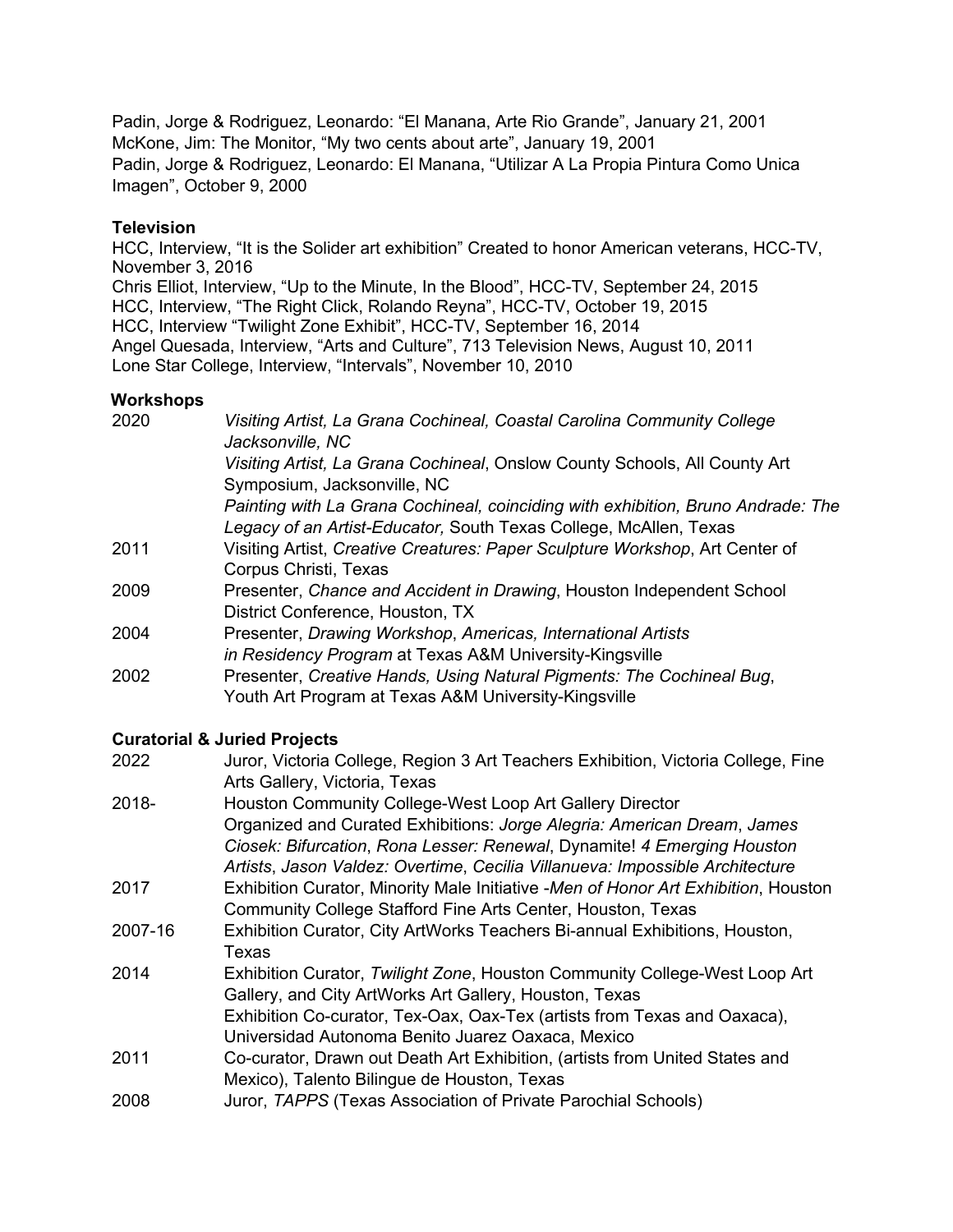Padin, Jorge & Rodriguez, Leonardo: "El Manana, Arte Rio Grande", January 21, 2001
McKone, Jim: The Monitor, "My two cents about arte", January 19, 2001
Padin, Jorge & Rodriguez, Leonardo: El Manana, "Utilizar A La Propia Pintura Como Unica Imagen", October 9, 2000

### Television

HCC, Interview, "It is the Solider art exhibition" Created to honor American veterans, HCC-TV, November 3, 2016
Chris Elliot, Interview, "Up to the Minute, In the Blood", HCC-TV, September 24, 2015
HCC, Interview, "The Right Click, Rolando Reyna", HCC-TV, October 19, 2015
HCC, Interview "Twilight Zone Exhibit", HCC-TV, September 16, 2014
Angel Quesada, Interview, "Arts and Culture", 713 Television News, August 10, 2011
Lone Star College, Interview, "Intervals", November 10, 2010

### Workshops

| | |
|---|---|
| 2020 | *Visiting Artist, La Grana Cochineal, Coastal Carolina Community College Jacksonville, NC* |
| | *Visiting Artist, La Grana Cochineal*, Onslow County Schools, All County Art Symposium, Jacksonville, NC |
| | *Painting with La Grana Cochineal, coinciding with exhibition, Bruno Andrade: The Legacy of an Artist-Educator,* South Texas College, McAllen, Texas |
| 2011 | Visiting Artist, *Creative Creatures: Paper Sculpture Workshop*, Art Center of Corpus Christi, Texas |
| 2009 | Presenter, *Chance and Accident in Drawing*, Houston Independent School District Conference, Houston, TX |
| 2004 | Presenter, *Drawing Workshop*, *Americas, International Artists in Residency Program* at Texas A&M University-Kingsville |
| 2002 | Presenter, *Creative Hands, Using Natural Pigments: The Cochineal Bug*, Youth Art Program at Texas A&M University-Kingsville |

### Curatorial & Juried Projects

| | |
|---|---|
| 2022 | Juror, Victoria College, Region 3 Art Teachers Exhibition, Victoria College, Fine Arts Gallery, Victoria, Texas |
| 2018- | Houston Community College-West Loop Art Gallery Director<br>Organized and Curated Exhibitions: *Jorge Alegria: American Dream*, *James Ciosek: Bifurcation*, *Rona Lesser: Renewal*, Dynamite! *4 Emerging Houston Artists*, *Jason Valdez: Overtime*, *Cecilia Villanueva: Impossible Architecture* |
| 2017 | Exhibition Curator, Minority Male Initiative -*Men of Honor Art Exhibition*, Houston Community College Stafford Fine Arts Center, Houston, Texas |
| 2007-16 | Exhibition Curator, City ArtWorks Teachers Bi-annual Exhibitions, Houston, Texas |
| 2014 | Exhibition Curator, *Twilight Zone*, Houston Community College-West Loop Art Gallery, and City ArtWorks Art Gallery, Houston, Texas<br>Exhibition Co-curator, Tex-Oax, Oax-Tex (artists from Texas and Oaxaca), Universidad Autonoma Benito Juarez Oaxaca, Mexico |
| 2011 | Co-curator, Drawn out Death Art Exhibition, (artists from United States and Mexico), Talento Bilingue de Houston, Texas |
| 2008 | Juror, *TAPPS* (Texas Association of Private Parochial Schools) |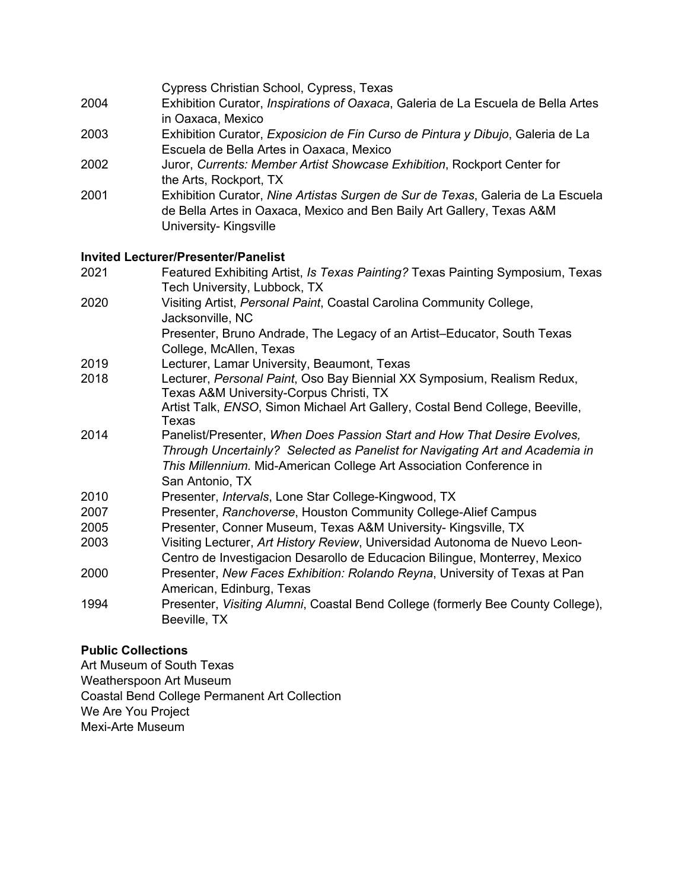Cypress Christian School, Cypress, Texas

2004 Exhibition Curator, *Inspirations of Oaxaca*, Galeria de La Escuela de Bella Artes in Oaxaca, Mexico

2003 Exhibition Curator, *Exposicion de Fin Curso de Pintura y Dibujo*, Galeria de La Escuela de Bella Artes in Oaxaca, Mexico

2002 Juror, *Currents: Member Artist Showcase Exhibition*, Rockport Center for the Arts, Rockport, TX

2001 Exhibition Curator, *Nine Artistas Surgen de Sur de Texas*, Galeria de La Escuela de Bella Artes in Oaxaca, Mexico and Ben Baily Art Gallery, Texas A&M University- Kingsville

**Invited Lecturer/Presenter/Panelist**

2021 Featured Exhibiting Artist, *Is Texas Painting?* Texas Painting Symposium, Texas Tech University, Lubbock, TX

2020 Visiting Artist, *Personal Paint*, Coastal Carolina Community College, Jacksonville, NC

Presenter, Bruno Andrade, The Legacy of an Artist–Educator, South Texas College, McAllen, Texas

2019 Lecturer, Lamar University, Beaumont, Texas

2018 Lecturer, *Personal Paint*, Oso Bay Biennial XX Symposium, Realism Redux, Texas A&M University-Corpus Christi, TX

Artist Talk, *ENSO*, Simon Michael Art Gallery, Costal Bend College, Beeville, Texas

2014 Panelist/Presenter, *When Does Passion Start and How That Desire Evolves, Through Uncertainly? Selected as Panelist for Navigating Art and Academia in This Millennium.* Mid-American College Art Association Conference in San Antonio, TX

2010 Presenter, *Intervals*, Lone Star College-Kingwood, TX

2007 Presenter, *Ranchoverse*, Houston Community College-Alief Campus

2005 Presenter, Conner Museum, Texas A&M University- Kingsville, TX

2003 Visiting Lecturer, *Art History Review*, Universidad Autonoma de Nuevo Leon-Centro de Investigacion Desarollo de Educacion Bilingue, Monterrey, Mexico

2000 Presenter, *New Faces Exhibition: Rolando Reyna*, University of Texas at Pan American, Edinburg, Texas

1994 Presenter, *Visiting Alumni*, Coastal Bend College (formerly Bee County College), Beeville, TX

**Public Collections**

Art Museum of South Texas
Weatherspoon Art Museum
Coastal Bend College Permanent Art Collection
We Are You Project
Mexi-Arte Museum